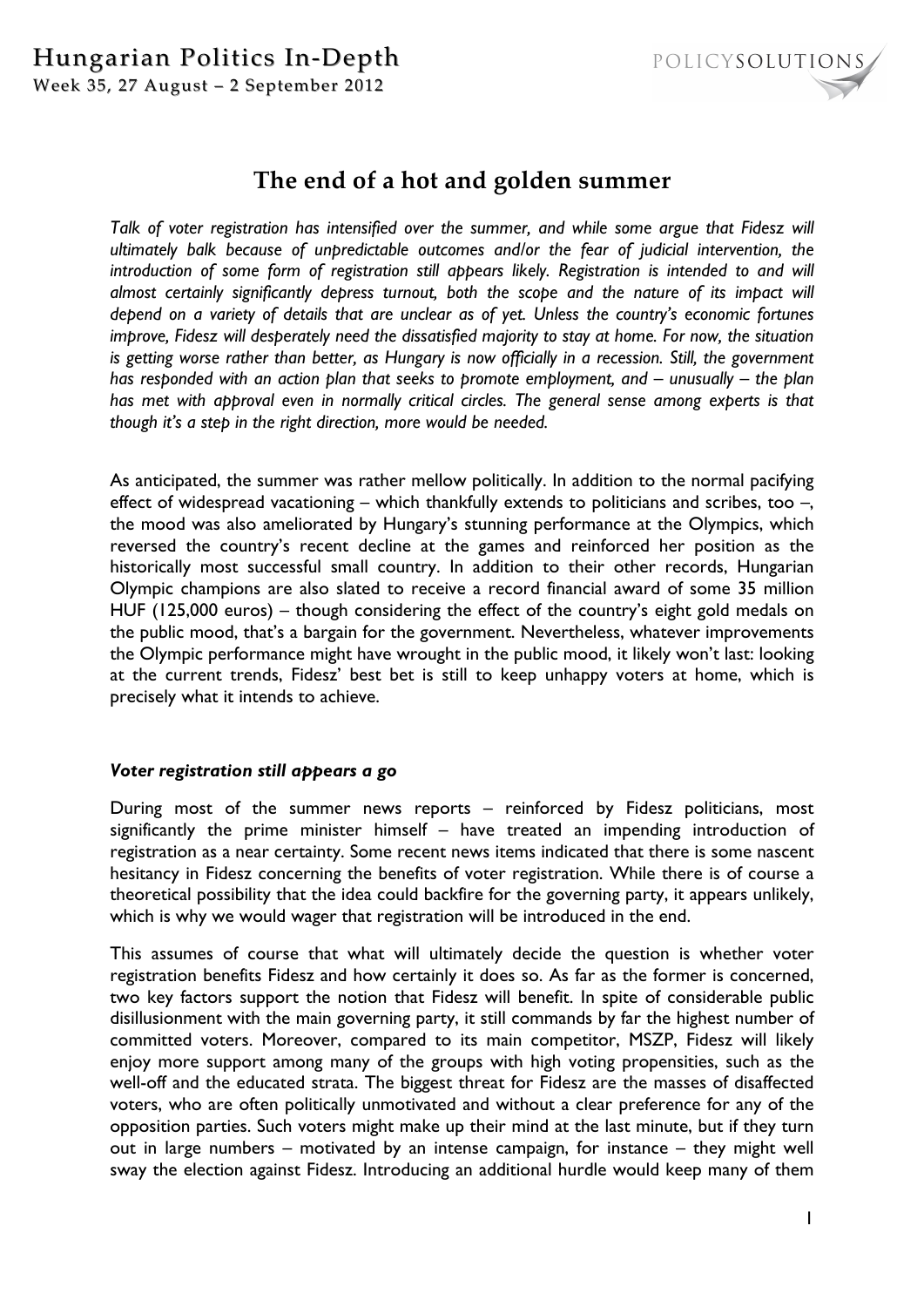# The end of a hot and golden summer

*Talk of voter registration has intensified over the summer, and while some argue that Fidesz will ultimately balk because of unpredictable outcomes and/or the fear of judicial intervention, the introduction of some form of registration still appears likely. Registration is intended to and will almost certainly significantly depress turnout, both the scope and the nature of its impact will depend on a variety of details that are unclear as of yet. Unless the country's economic fortunes improve, Fidesz will desperately need the dissatisfied majority to stay at home. For now, the situation is getting worse rather than better, as Hungary is now officially in a recession. Still, the government has responded with an action plan that seeks to promote employment, and – unusually – the plan has met with approval even in normally critical circles. The general sense among experts is that though it's a step in the right direction, more would be needed.*

As anticipated, the summer was rather mellow politically. In addition to the normal pacifying effect of widespread vacationing – which thankfully extends to politicians and scribes, too –, the mood was also ameliorated by Hungary's stunning performance at the Olympics, which reversed the country's recent decline at the games and reinforced her position as the historically most successful small country. In addition to their other records, Hungarian Olympic champions are also slated to receive a record financial award of some 35 million HUF (125,000 euros) – though considering the effect of the country's eight gold medals on the public mood, that's a bargain for the government. Nevertheless, whatever improvements the Olympic performance might have wrought in the public mood, it likely won't last: looking at the current trends, Fidesz' best bet is still to keep unhappy voters at home, which is precisely what it intends to achieve.

### *Voter registration still appears a go*

During most of the summer news reports – reinforced by Fidesz politicians, most significantly the prime minister himself – have treated an impending introduction of registration as a near certainty. Some recent news items indicated that there is some nascent hesitancy in Fidesz concerning the benefits of voter registration. While there is of course a theoretical possibility that the idea could backfire for the governing party, it appears unlikely, which is why we would wager that registration will be introduced in the end.

This assumes of course that what will ultimately decide the question is whether voter registration benefits Fidesz and how certainly it does so. As far as the former is concerned, two key factors support the notion that Fidesz will benefit. In spite of considerable public disillusionment with the main governing party, it still commands by far the highest number of committed voters. Moreover, compared to its main competitor, MSZP, Fidesz will likely enjoy more support among many of the groups with high voting propensities, such as the well-off and the educated strata. The biggest threat for Fidesz are the masses of disaffected voters, who are often politically unmotivated and without a clear preference for any of the opposition parties. Such voters might make up their mind at the last minute, but if they turn out in large numbers – motivated by an intense campaign, for instance – they might well sway the election against Fidesz. Introducing an additional hurdle would keep many of them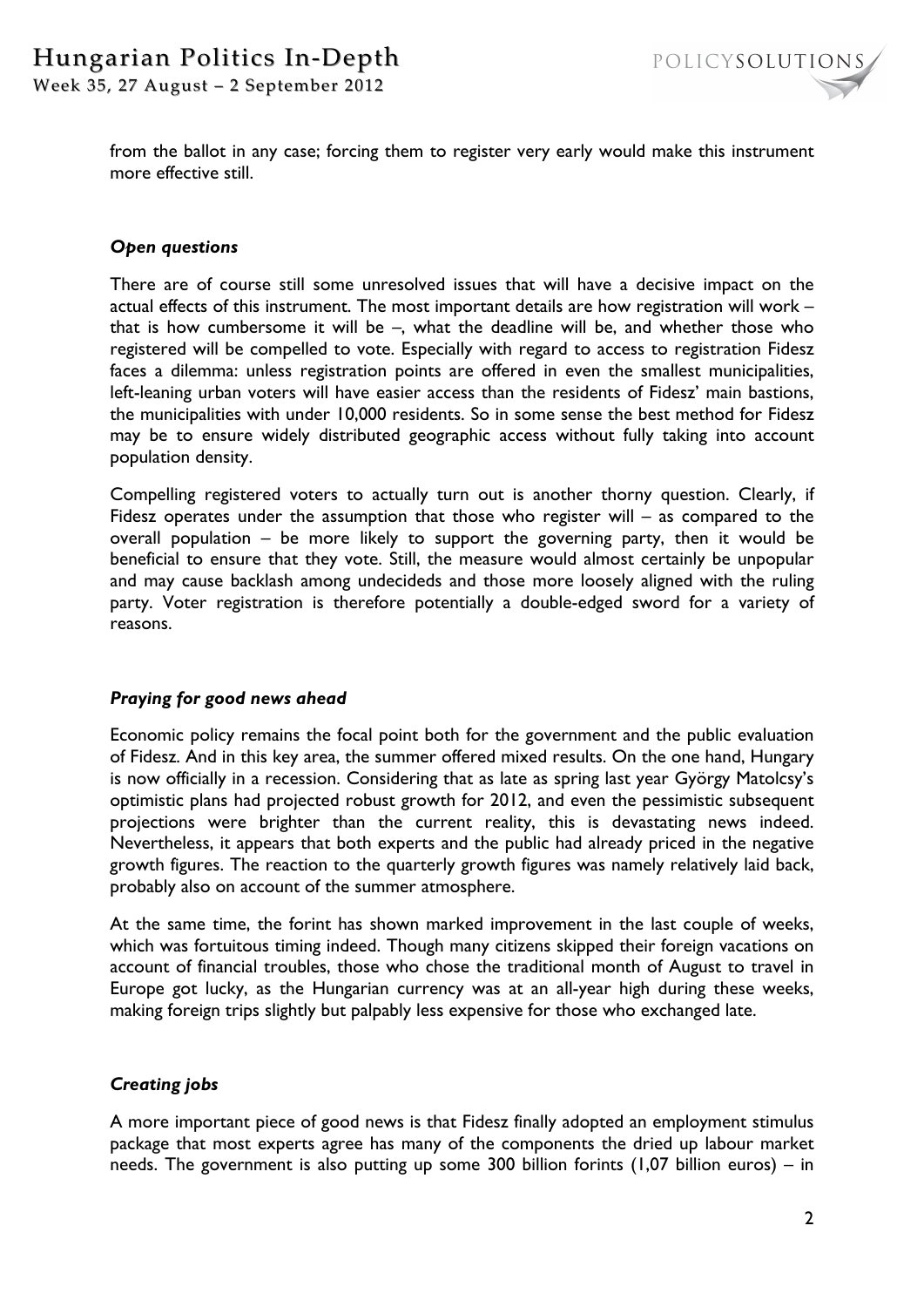from the ballot in any case; forcing them to register very early would make this instrument more effective still.

### *Open questions*

There are of course still some unresolved issues that will have a decisive impact on the actual effects of this instrument. The most important details are how registration will work – that is how cumbersome it will be –, what the deadline will be, and whether those who registered will be compelled to vote. Especially with regard to access to registration Fidesz faces a dilemma: unless registration points are offered in even the smallest municipalities, left-leaning urban voters will have easier access than the residents of Fidesz' main bastions, the municipalities with under 10,000 residents. So in some sense the best method for Fidesz may be to ensure widely distributed geographic access without fully taking into account population density.

Compelling registered voters to actually turn out is another thorny question. Clearly, if Fidesz operates under the assumption that those who register will – as compared to the overall population – be more likely to support the governing party, then it would be beneficial to ensure that they vote. Still, the measure would almost certainly be unpopular and may cause backlash among undecideds and those more loosely aligned with the ruling party. Voter registration is therefore potentially a double-edged sword for a variety of reasons.

### *Praying for good news ahead*

Economic policy remains the focal point both for the government and the public evaluation of Fidesz. And in this key area, the summer offered mixed results. On the one hand, Hungary is now officially in a recession. Considering that as late as spring last year György Matolcsy's optimistic plans had projected robust growth for 2012, and even the pessimistic subsequent projections were brighter than the current reality, this is devastating news indeed. Nevertheless, it appears that both experts and the public had already priced in the negative growth figures. The reaction to the quarterly growth figures was namely relatively laid back, probably also on account of the summer atmosphere.

At the same time, the forint has shown marked improvement in the last couple of weeks, which was fortuitous timing indeed. Though many citizens skipped their foreign vacations on account of financial troubles, those who chose the traditional month of August to travel in Europe got lucky, as the Hungarian currency was at an all-year high during these weeks, making foreign trips slightly but palpably less expensive for those who exchanged late.

### *Creating jobs*

A more important piece of good news is that Fidesz finally adopted an employment stimulus package that most experts agree has many of the components the dried up labour market needs. The government is also putting up some 300 billion forints (1,07 billion euros) – in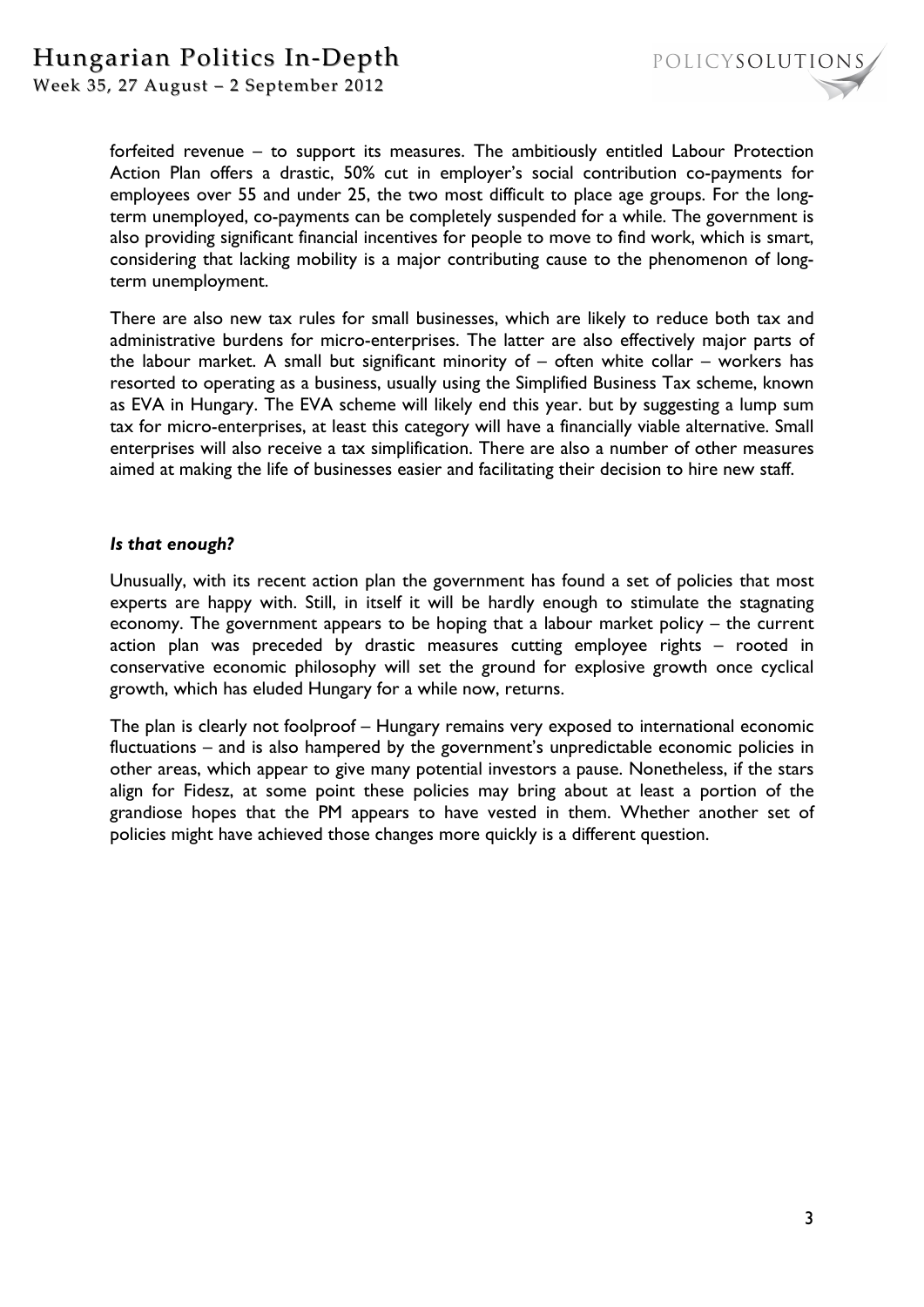forfeited revenue – to support its measures. The ambitiously entitled Labour Protection Action Plan offers a drastic, 50% cut in employer's social contribution co-payments for employees over 55 and under 25, the two most difficult to place age groups. For the long-term unemployed, co-payments can be completely suspended for a while. The government is also providing significant financial incentives for people to move to find work, which is smart, considering that lacking mobility is a major contributing cause to the phenomenon of long-term unemployment.

There are also new tax rules for small businesses, which are likely to reduce both tax and administrative burdens for micro-enterprises. The latter are also effectively major parts of the labour market. A small but significant minority of – often white collar – workers has resorted to operating as a business, usually using the Simplified Business Tax scheme, known as EVA in Hungary. The EVA scheme will likely end this year. but by suggesting a lump sum tax for micro-enterprises, at least this category will have a financially viable alternative. Small enterprises will also receive a tax simplification. There are also a number of other measures aimed at making the life of businesses easier and facilitating their decision to hire new staff.

***Is that enough?***

Unusually, with its recent action plan the government has found a set of policies that most experts are happy with. Still, in itself it will be hardly enough to stimulate the stagnating economy. The government appears to be hoping that a labour market policy – the current action plan was preceded by drastic measures cutting employee rights – rooted in conservative economic philosophy will set the ground for explosive growth once cyclical growth, which has eluded Hungary for a while now, returns.

The plan is clearly not foolproof – Hungary remains very exposed to international economic fluctuations – and is also hampered by the government's unpredictable economic policies in other areas, which appear to give many potential investors a pause. Nonetheless, if the stars align for Fidesz, at some point these policies may bring about at least a portion of the grandiose hopes that the PM appears to have vested in them. Whether another set of policies might have achieved those changes more quickly is a different question.